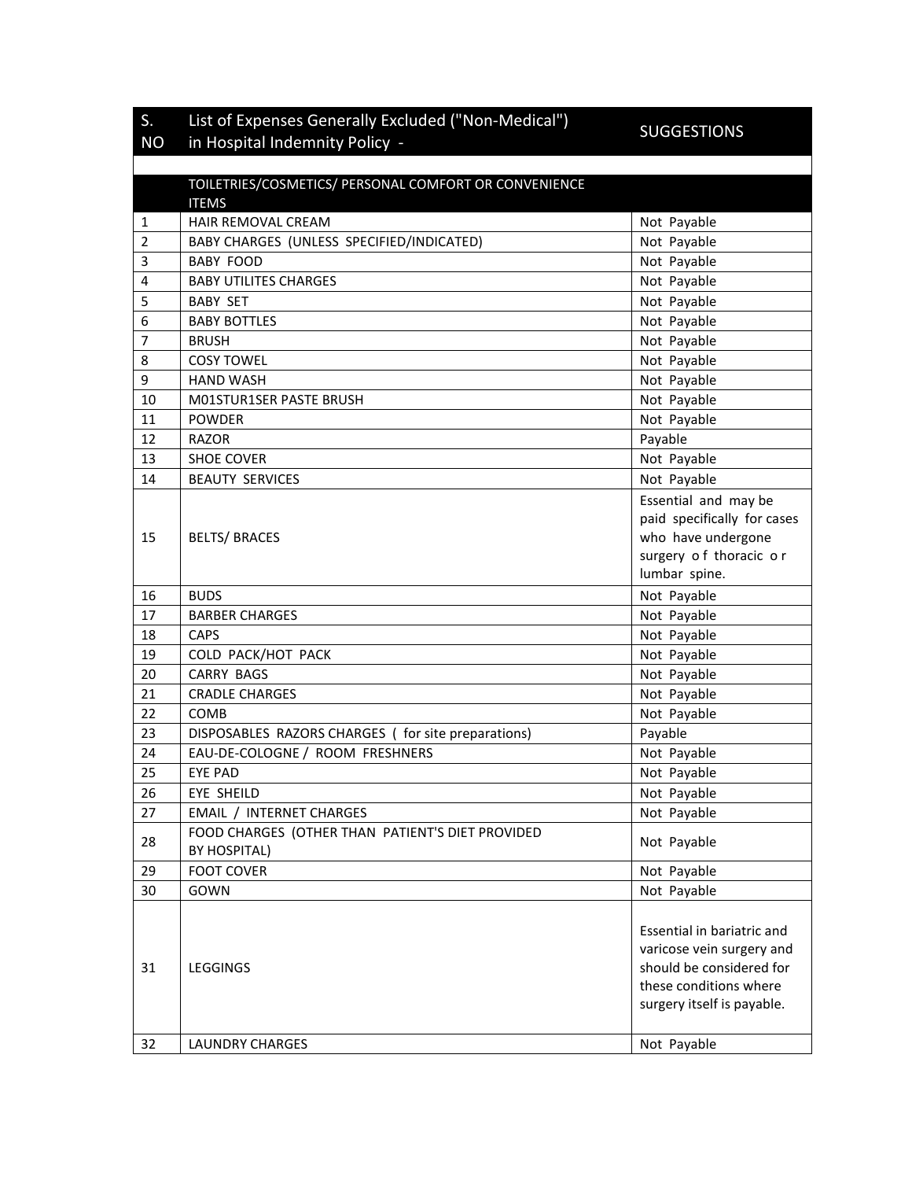| S. NO | List of Expenses Generally Excluded ("Non-Medical") in Hospital Indemnity Policy - | SUGGESTIONS |
|---|---|---|
| | | |
| | TOILETRIES/COSMETICS/ PERSONAL COMFORT OR CONVENIENCE ITEMS | |
| 1 | HAIR REMOVAL CREAM | Not Payable |
| 2 | BABY CHARGES (UNLESS SPECIFIED/INDICATED) | Not Payable |
| 3 | BABY FOOD | Not Payable |
| 4 | BABY UTILITES CHARGES | Not Payable |
| 5 | BABY SET | Not Payable |
| 6 | BABY BOTTLES | Not Payable |
| 7 | BRUSH | Not Payable |
| 8 | COSY TOWEL | Not Payable |
| 9 | HAND WASH | Not Payable |
| 10 | M01STUR1SER PASTE BRUSH | Not Payable |
| 11 | POWDER | Not Payable |
| 12 | RAZOR | Payable |
| 13 | SHOE COVER | Not Payable |
| 14 | BEAUTY SERVICES | Not Payable |
| 15 | BELTS/ BRACES | Essential and may be paid specifically for cases who have undergone surgery o f thoracic o r lumbar spine. |
| 16 | BUDS | Not Payable |
| 17 | BARBER CHARGES | Not Payable |
| 18 | CAPS | Not Payable |
| 19 | COLD PACK/HOT PACK | Not Payable |
| 20 | CARRY BAGS | Not Payable |
| 21 | CRADLE CHARGES | Not Payable |
| 22 | COMB | Not Payable |
| 23 | DISPOSABLES RAZORS CHARGES ( for site preparations) | Payable |
| 24 | EAU-DE-COLOGNE / ROOM FRESHNERS | Not Payable |
| 25 | EYE PAD | Not Payable |
| 26 | EYE SHEILD | Not Payable |
| 27 | EMAIL / INTERNET CHARGES | Not Payable |
| 28 | FOOD CHARGES (OTHER THAN PATIENT'S DIET PROVIDED BY HOSPITAL) | Not Payable |
| 29 | FOOT COVER | Not Payable |
| 30 | GOWN | Not Payable |
| 31 | LEGGINGS | Essential in bariatric and varicose vein surgery and should be considered for these conditions where surgery itself is payable. |
| 32 | LAUNDRY CHARGES | Not Payable |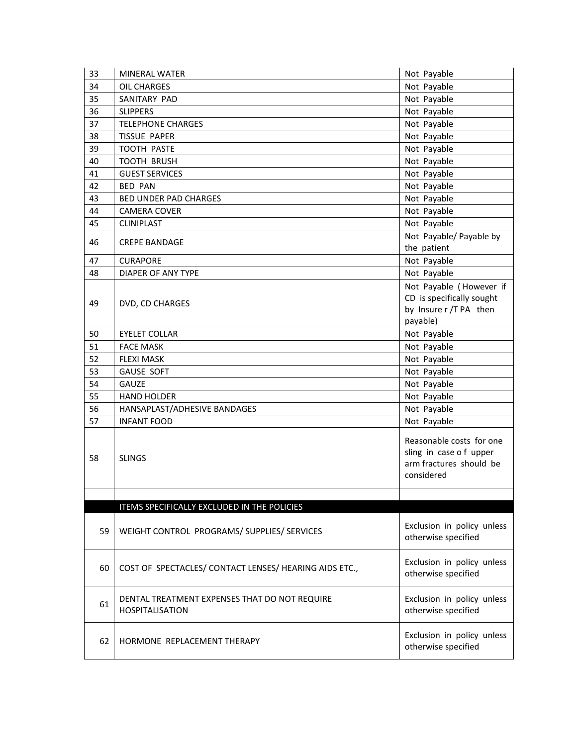| 33 | MINERAL WATER | Not Payable |
|---|---|---|
| 34 | OIL CHARGES | Not Payable |
| 35 | SANITARY PAD | Not Payable |
| 36 | SLIPPERS | Not Payable |
| 37 | TELEPHONE CHARGES | Not Payable |
| 38 | TISSUE PAPER | Not Payable |
| 39 | TOOTH PASTE | Not Payable |
| 40 | TOOTH BRUSH | Not Payable |
| 41 | GUEST SERVICES | Not Payable |
| 42 | BED PAN | Not Payable |
| 43 | BED UNDER PAD CHARGES | Not Payable |
| 44 | CAMERA COVER | Not Payable |
| 45 | CLINIPLAST | Not Payable |
| 46 | CREPE BANDAGE | Not Payable/ Payable by the patient |
| 47 | CURAPORE | Not Payable |
| 48 | DIAPER OF ANY TYPE | Not Payable |
| 49 | DVD, CD CHARGES | Not Payable ( However if CD is specifically sought by Insure r /T PA then payable) |
| 50 | EYELET COLLAR | Not Payable |
| 51 | FACE MASK | Not Payable |
| 52 | FLEXI MASK | Not Payable |
| 53 | GAUSE SOFT | Not Payable |
| 54 | GAUZE | Not Payable |
| 55 | HAND HOLDER | Not Payable |
| 56 | HANSAPLAST/ADHESIVE BANDAGES | Not Payable |
| 57 | INFANT FOOD | Not Payable |
| 58 | SLINGS | Reasonable costs for one sling in case o f upper arm fractures should be considered |
| | | |
| | **ITEMS SPECIFICALLY EXCLUDED IN THE POLICIES** | |
| 59 | WEIGHT CONTROL PROGRAMS/ SUPPLIES/ SERVICES | Exclusion in policy unless otherwise specified |
| 60 | COST OF SPECTACLES/ CONTACT LENSES/ HEARING AIDS ETC., | Exclusion in policy unless otherwise specified |
| 61 | DENTAL TREATMENT EXPENSES THAT DO NOT REQUIRE HOSPITALISATION | Exclusion in policy unless otherwise specified |
| 62 | HORMONE REPLACEMENT THERAPY | Exclusion in policy unless otherwise specified |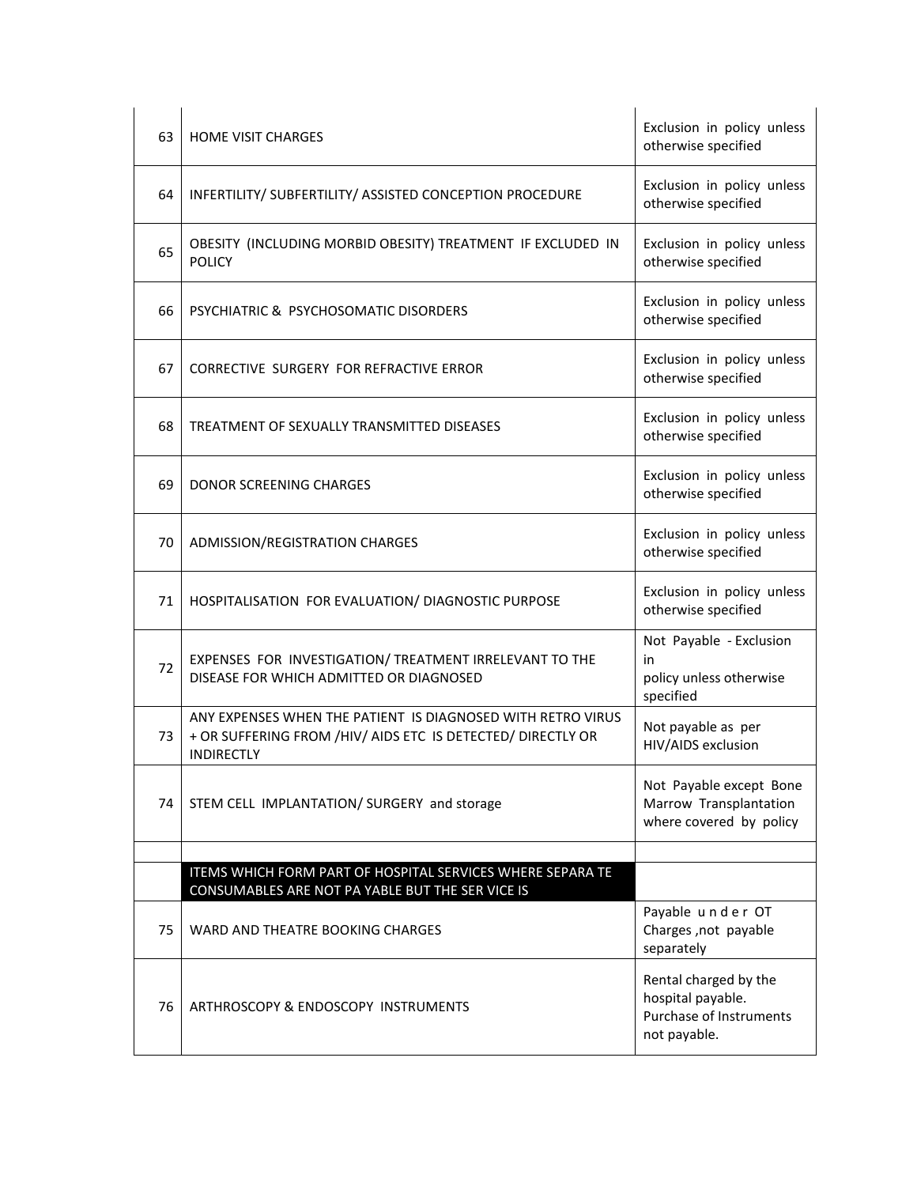| | | |
|---|---|---|
| 63 | HOME VISIT CHARGES | Exclusion in policy unless otherwise specified |
| 64 | INFERTILITY/ SUBFERTILITY/ ASSISTED CONCEPTION PROCEDURE | Exclusion in policy unless otherwise specified |
| 65 | OBESITY (INCLUDING MORBID OBESITY) TREATMENT IF EXCLUDED IN POLICY | Exclusion in policy unless otherwise specified |
| 66 | PSYCHIATRIC & PSYCHOSOMATIC DISORDERS | Exclusion in policy unless otherwise specified |
| 67 | CORRECTIVE SURGERY FOR REFRACTIVE ERROR | Exclusion in policy unless otherwise specified |
| 68 | TREATMENT OF SEXUALLY TRANSMITTED DISEASES | Exclusion in policy unless otherwise specified |
| 69 | DONOR SCREENING CHARGES | Exclusion in policy unless otherwise specified |
| 70 | ADMISSION/REGISTRATION CHARGES | Exclusion in policy unless otherwise specified |
| 71 | HOSPITALISATION FOR EVALUATION/ DIAGNOSTIC PURPOSE | Exclusion in policy unless otherwise specified |
| 72 | EXPENSES FOR INVESTIGATION/ TREATMENT IRRELEVANT TO THE DISEASE FOR WHICH ADMITTED OR DIAGNOSED | Not Payable - Exclusion in policy unless otherwise specified |
| 73 | ANY EXPENSES WHEN THE PATIENT IS DIAGNOSED WITH RETRO VIRUS + OR SUFFERING FROM /HIV/ AIDS ETC IS DETECTED/ DIRECTLY OR INDIRECTLY | Not payable as per HIV/AIDS exclusion |
| 74 | STEM CELL IMPLANTATION/ SURGERY and storage | Not Payable except Bone Marrow Transplantation where covered by policy |
| | | |
| | **ITEMS WHICH FORM PART OF HOSPITAL SERVICES WHERE SEPARA TE CONSUMABLES ARE NOT PA YABLE BUT THE SER VICE IS** | |
| 75 | WARD AND THEATRE BOOKING CHARGES | Payable under OT Charges ,not payable separately |
| 76 | ARTHROSCOPY & ENDOSCOPY INSTRUMENTS | Rental charged by the hospital payable. Purchase of Instruments not payable. |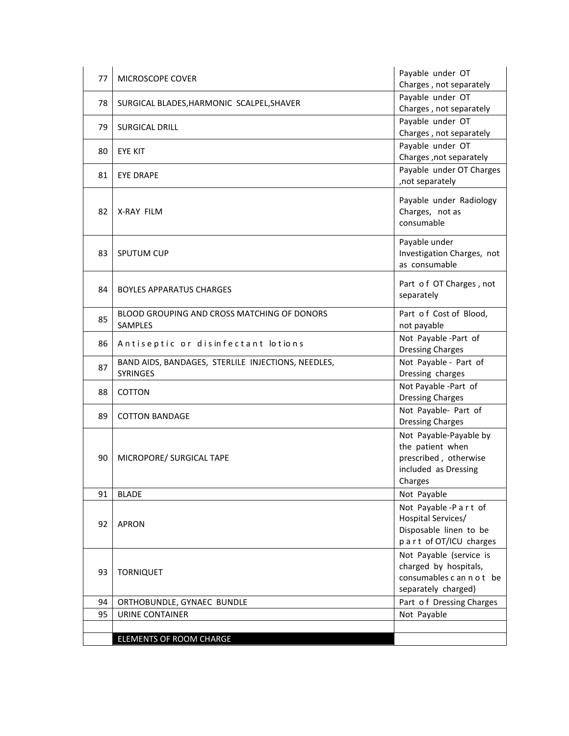| 77 | MICROSCOPE COVER | Payable under OT Charges , not separately |
|---|---|---|
| 78 | SURGICAL BLADES,HARMONIC SCALPEL,SHAVER | Payable under OT Charges , not separately |
| 79 | SURGICAL DRILL | Payable under OT Charges , not separately |
| 80 | EYE KIT | Payable under OT Charges ,not separately |
| 81 | EYE DRAPE | Payable under OT Charges ,not separately |
| 82 | X-RAY FILM | Payable under Radiology Charges, not as consumable |
| 83 | SPUTUM CUP | Payable under Investigation Charges, not as consumable |
| 84 | BOYLES APPARATUS CHARGES | Part of OT Charges , not separately |
| 85 | BLOOD GROUPING AND CROSS MATCHING OF DONORS SAMPLES | Part of Cost of Blood, not payable |
| 86 | Antiseptic or disinfectant lotions | Not Payable -Part of Dressing Charges |
| 87 | BAND AIDS, BANDAGES, STERLILE INJECTIONS, NEEDLES, SYRINGES | Not Payable - Part of Dressing charges |
| 88 | COTTON | Not Payable -Part of Dressing Charges |
| 89 | COTTON BANDAGE | Not Payable- Part of Dressing Charges |
| 90 | MICROPORE/ SURGICAL TAPE | Not Payable-Payable by the patient when prescribed , otherwise included as Dressing Charges |
| 91 | BLADE | Not Payable |
| 92 | APRON | Not Payable -Part of Hospital Services/ Disposable linen to be part of OT/ICU charges |
| 93 | TORNIQUET | Not Payable (service is charged by hospitals, consumables can not be separately charged) |
| 94 | ORTHOBUNDLE, GYNAEC BUNDLE | Part of Dressing Charges |
| 95 | URINE CONTAINER | Not Payable |
| | | |
| | ELEMENTS OF ROOM CHARGE | |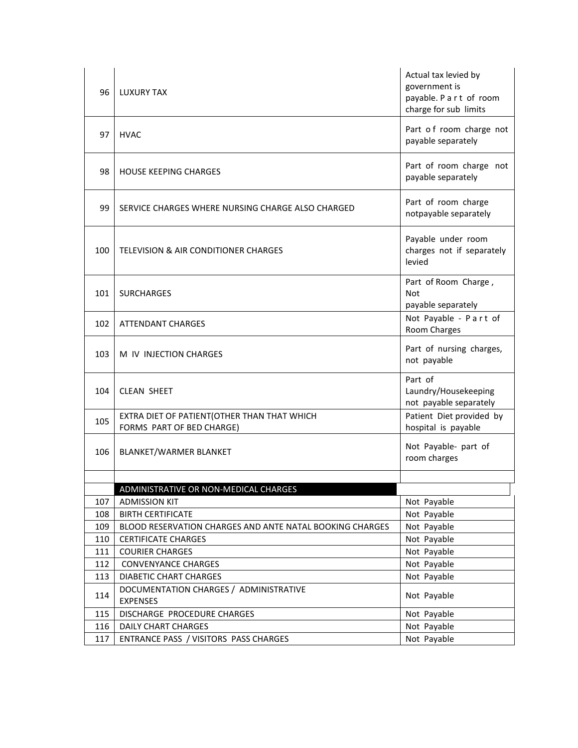| | | |
|---|---|---|
| 96 | LUXURY TAX | Actual tax levied by government is payable. Part of room charge for sub limits |
| 97 | HVAC | Part of room charge not payable separately |
| 98 | HOUSE KEEPING CHARGES | Part of room charge not payable separately |
| 99 | SERVICE CHARGES WHERE NURSING CHARGE ALSO CHARGED | Part of room charge notpayable separately |
| 100 | TELEVISION & AIR CONDITIONER CHARGES | Payable under room charges not if separately levied |
| 101 | SURCHARGES | Part of Room Charge , Not payable separately |
| 102 | ATTENDANT CHARGES | Not Payable - Part of Room Charges |
| 103 | M IV INJECTION CHARGES | Part of nursing charges, not payable |
| 104 | CLEAN SHEET | Part of Laundry/Housekeeping not payable separately |
| 105 | EXTRA DIET OF PATIENT(OTHER THAN THAT WHICH FORMS PART OF BED CHARGE) | Patient Diet provided by hospital is payable |
| 106 | BLANKET/WARMER BLANKET | Not Payable- part of room charges |
| | | |
| | **ADMINISTRATIVE OR NON-MEDICAL CHARGES** | |
| 107 | ADMISSION KIT | Not Payable |
| 108 | BIRTH CERTIFICATE | Not Payable |
| 109 | BLOOD RESERVATION CHARGES AND ANTE NATAL BOOKING CHARGES | Not Payable |
| 110 | CERTIFICATE CHARGES | Not Payable |
| 111 | COURIER CHARGES | Not Payable |
| 112 | CONVENYANCE CHARGES | Not Payable |
| 113 | DIABETIC CHART CHARGES | Not Payable |
| 114 | DOCUMENTATION CHARGES / ADMINISTRATIVE EXPENSES | Not Payable |
| 115 | DISCHARGE PROCEDURE CHARGES | Not Payable |
| 116 | DAILY CHART CHARGES | Not Payable |
| 117 | ENTRANCE PASS / VISITORS PASS CHARGES | Not Payable |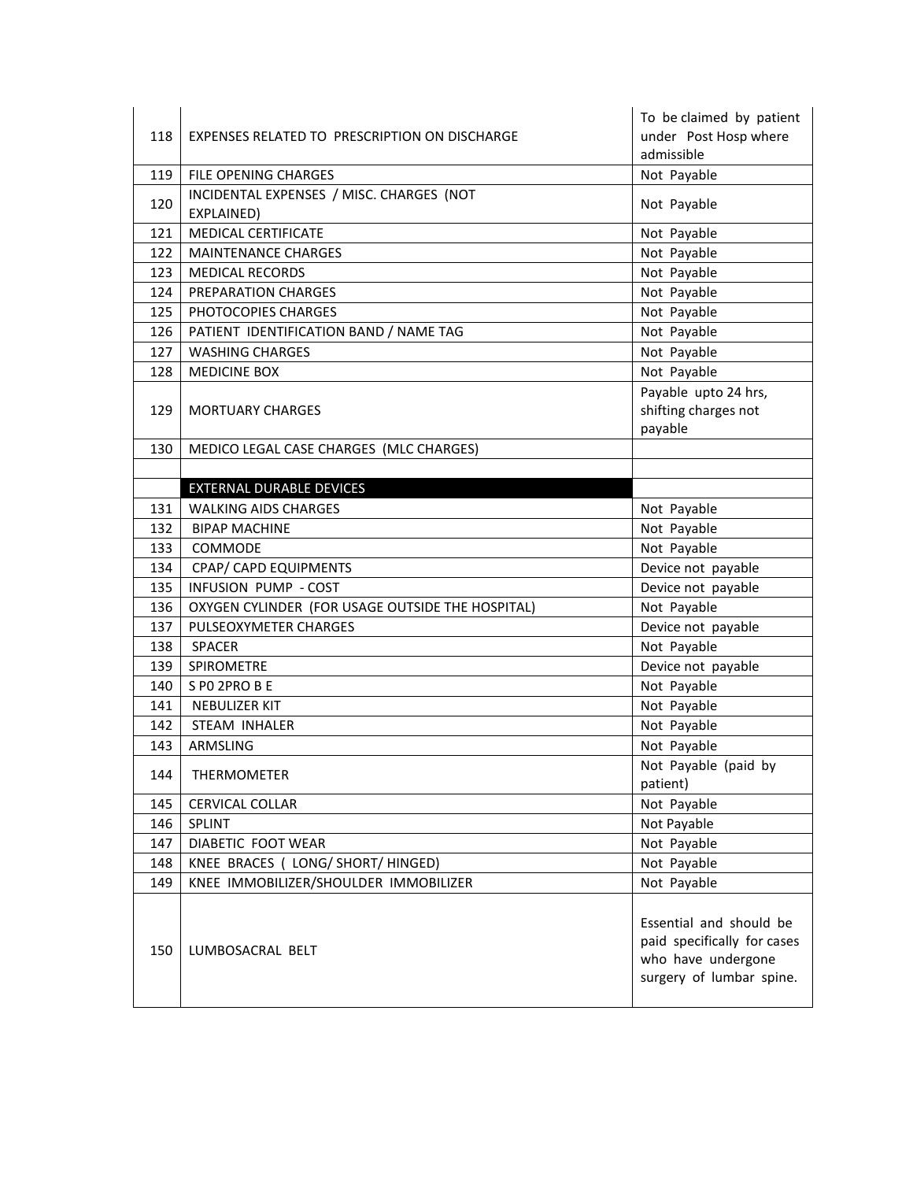| 118 | EXPENSES RELATED TO PRESCRIPTION ON DISCHARGE | To be claimed by patient under Post Hosp where admissible |
|---|---|---|
| 119 | FILE OPENING CHARGES | Not Payable |
| 120 | INCIDENTAL EXPENSES / MISC. CHARGES (NOT EXPLAINED) | Not Payable |
| 121 | MEDICAL CERTIFICATE | Not Payable |
| 122 | MAINTENANCE CHARGES | Not Payable |
| 123 | MEDICAL RECORDS | Not Payable |
| 124 | PREPARATION CHARGES | Not Payable |
| 125 | PHOTOCOPIES CHARGES | Not Payable |
| 126 | PATIENT IDENTIFICATION BAND / NAME TAG | Not Payable |
| 127 | WASHING CHARGES | Not Payable |
| 128 | MEDICINE BOX | Not Payable |
| 129 | MORTUARY CHARGES | Payable upto 24 hrs, shifting charges not payable |
| 130 | MEDICO LEGAL CASE CHARGES (MLC CHARGES) | |
| | | |
| | **EXTERNAL DURABLE DEVICES** | |
| 131 | WALKING AIDS CHARGES | Not Payable |
| 132 | BIPAP MACHINE | Not Payable |
| 133 | COMMODE | Not Payable |
| 134 | CPAP/ CAPD EQUIPMENTS | Device not payable |
| 135 | INFUSION PUMP - COST | Device not payable |
| 136 | OXYGEN CYLINDER (FOR USAGE OUTSIDE THE HOSPITAL) | Not Payable |
| 137 | PULSEOXYMETER CHARGES | Device not payable |
| 138 | SPACER | Not Payable |
| 139 | SPIROMETRE | Device not payable |
| 140 | S P0 2PRO B E | Not Payable |
| 141 | NEBULIZER KIT | Not Payable |
| 142 | STEAM INHALER | Not Payable |
| 143 | ARMSLING | Not Payable |
| 144 | THERMOMETER | Not Payable (paid by patient) |
| 145 | CERVICAL COLLAR | Not Payable |
| 146 | SPLINT | Not Payable |
| 147 | DIABETIC FOOT WEAR | Not Payable |
| 148 | KNEE BRACES ( LONG/ SHORT/ HINGED) | Not Payable |
| 149 | KNEE IMMOBILIZER/SHOULDER IMMOBILIZER | Not Payable |
| 150 | LUMBOSACRAL BELT | Essential and should be paid specifically for cases who have undergone surgery of lumbar spine. |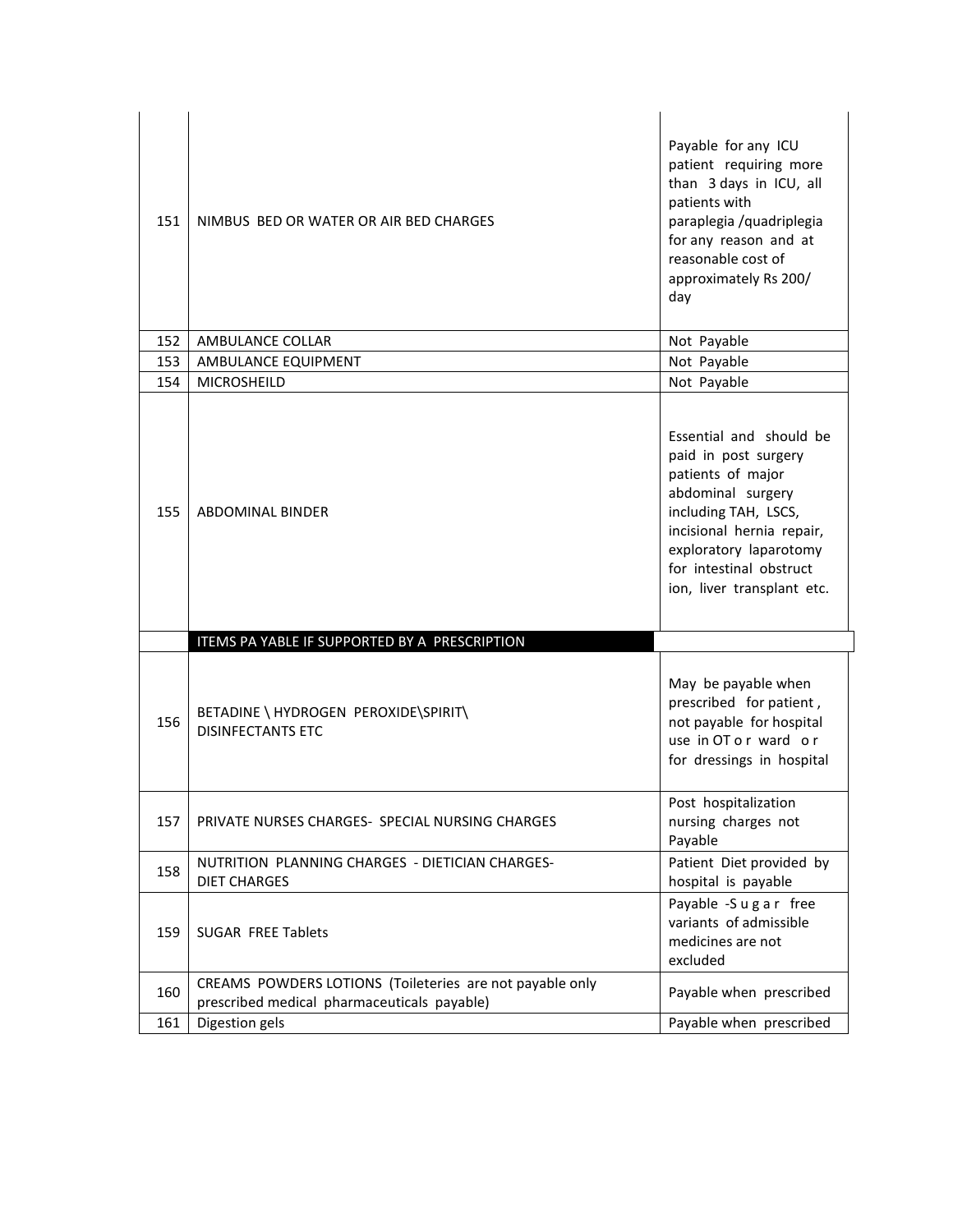| | | |
|---|---|---|
| 151 | NIMBUS BED OR WATER OR AIR BED CHARGES | Payable for any ICU patient requiring more than 3 days in ICU, all patients with paraplegia /quadriplegia for any reason and at reasonable cost of approximately Rs 200/ day |
| 152 | AMBULANCE COLLAR | Not Payable |
| 153 | AMBULANCE EQUIPMENT | Not Payable |
| 154 | MICROSHEILD | Not Payable |
| 155 | ABDOMINAL BINDER | Essential and should be paid in post surgery patients of major abdominal surgery including TAH, LSCS, incisional hernia repair, exploratory laparotomy for intestinal obstruct ion, liver transplant etc. |
| | **ITEMS PA YABLE IF SUPPORTED BY A PRESCRIPTION** | |
| 156 | BETADINE \ HYDROGEN PEROXIDE\SPIRIT\ DISINFECTANTS ETC | May be payable when prescribed for patient , not payable for hospital use in OT o r ward o r for dressings in hospital |
| 157 | PRIVATE NURSES CHARGES- SPECIAL NURSING CHARGES | Post hospitalization nursing charges not Payable |
| 158 | NUTRITION PLANNING CHARGES - DIETICIAN CHARGES- DIET CHARGES | Patient Diet provided by hospital is payable |
| 159 | SUGAR FREE Tablets | Payable -S u g a r free variants of admissible medicines are not excluded |
| 160 | CREAMS POWDERS LOTIONS (Toileteries are not payable only prescribed medical pharmaceuticals payable) | Payable when prescribed |
| 161 | Digestion gels | Payable when prescribed |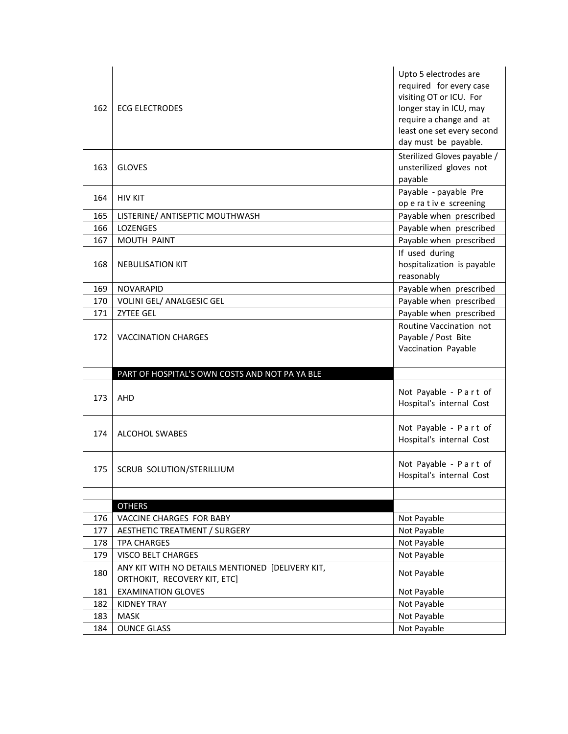| | | |
|---|---|---|
| 162 | ECG ELECTRODES | Upto 5 electrodes are required for every case visiting OT or ICU. For longer stay in ICU, may require a change and at least one set every second day must be payable. |
| 163 | GLOVES | Sterilized Gloves payable / unsterilized gloves not payable |
| 164 | HIV KIT | Payable - payable Pre operative screening |
| 165 | LISTERINE/ ANTISEPTIC MOUTHWASH | Payable when prescribed |
| 166 | LOZENGES | Payable when prescribed |
| 167 | MOUTH PAINT | Payable when prescribed |
| 168 | NEBULISATION KIT | If used during hospitalization is payable reasonably |
| 169 | NOVARAPID | Payable when prescribed |
| 170 | VOLINI GEL/ ANALGESIC GEL | Payable when prescribed |
| 171 | ZYTEE GEL | Payable when prescribed |
| 172 | VACCINATION CHARGES | Routine Vaccination not Payable / Post Bite Vaccination Payable |
| | | |
| | **PART OF HOSPITAL'S OWN COSTS AND NOT PAYABLE** | |
| 173 | AHD | Not Payable - Part of Hospital's internal Cost |
| 174 | ALCOHOL SWABES | Not Payable - Part of Hospital's internal Cost |
| 175 | SCRUB SOLUTION/STERILLIUM | Not Payable - Part of Hospital's internal Cost |
| | | |
| | **OTHERS** | |
| 176 | VACCINE CHARGES FOR BABY | Not Payable |
| 177 | AESTHETIC TREATMENT / SURGERY | Not Payable |
| 178 | TPA CHARGES | Not Payable |
| 179 | VISCO BELT CHARGES | Not Payable |
| 180 | ANY KIT WITH NO DETAILS MENTIONED [DELIVERY KIT, ORTHOKIT, RECOVERY KIT, ETC] | Not Payable |
| 181 | EXAMINATION GLOVES | Not Payable |
| 182 | KIDNEY TRAY | Not Payable |
| 183 | MASK | Not Payable |
| 184 | OUNCE GLASS | Not Payable |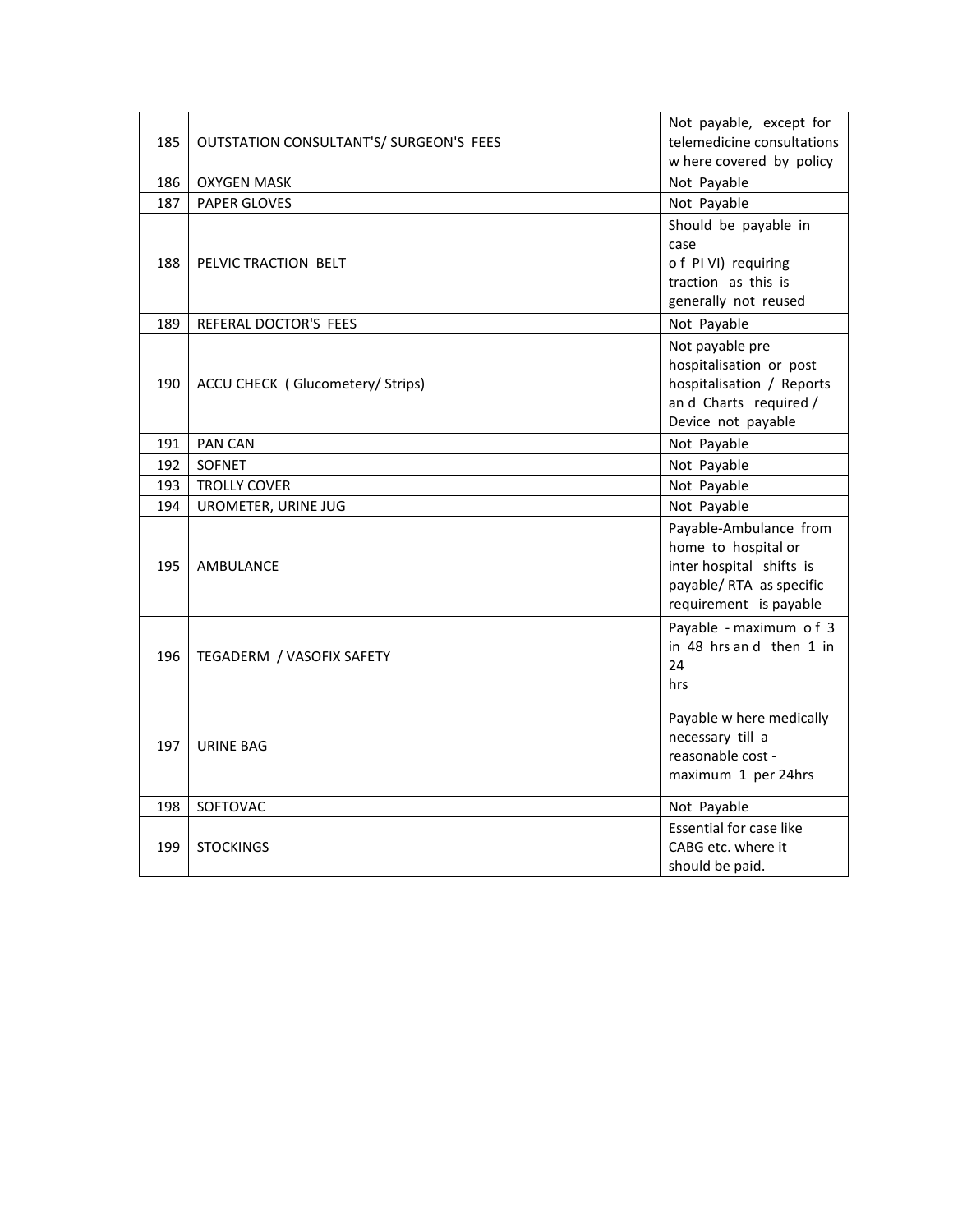| | | |
|---|---|---|
| 185 | OUTSTATION CONSULTANT'S/ SURGEON'S FEES | Not payable, except for telemedicine consultations w here covered by policy |
| 186 | OXYGEN MASK | Not Payable |
| 187 | PAPER GLOVES | Not Payable |
| 188 | PELVIC TRACTION BELT | Should be payable in case o f PI VI) requiring traction as this is generally not reused |
| 189 | REFERAL DOCTOR'S FEES | Not Payable |
| 190 | ACCU CHECK ( Glucometery/ Strips) | Not payable pre hospitalisation or post hospitalisation / Reports an d Charts required / Device not payable |
| 191 | PAN CAN | Not Payable |
| 192 | SOFNET | Not Payable |
| 193 | TROLLY COVER | Not Payable |
| 194 | UROMETER, URINE JUG | Not Payable |
| 195 | AMBULANCE | Payable-Ambulance from home to hospital or inter hospital shifts is payable/ RTA as specific requirement is payable |
| 196 | TEGADERM / VASOFIX SAFETY | Payable - maximum o f 3 in 48 hrs an d then 1 in 24 hrs |
| 197 | URINE BAG | Payable w here medically necessary till a reasonable cost - maximum 1 per 24hrs |
| 198 | SOFTOVAC | Not Payable |
| 199 | STOCKINGS | Essential for case like CABG etc. where it should be paid. |